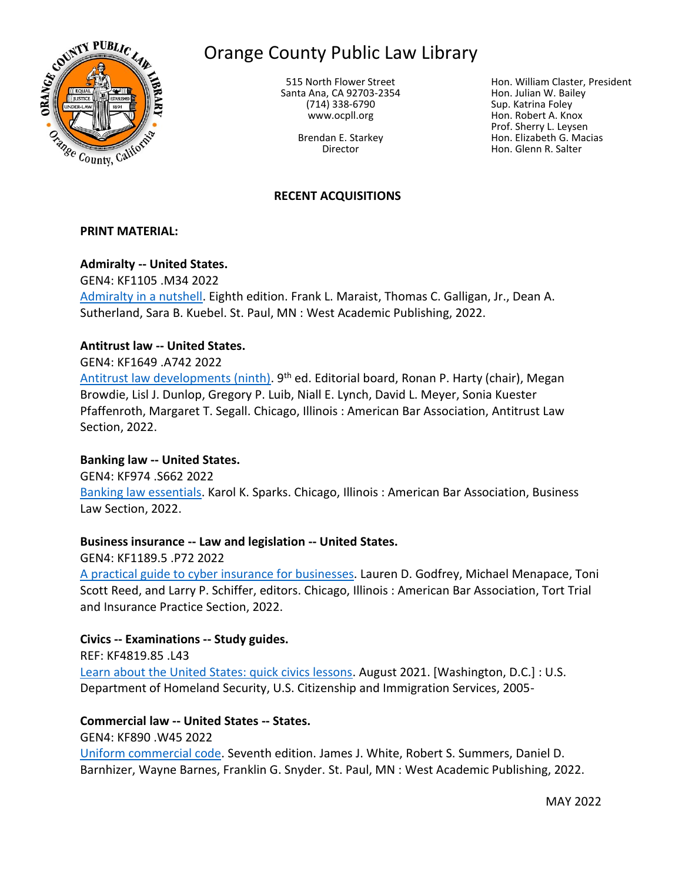# Orange County Public Law Library

515 North Flower Street
Santa Ana, CA 92703-2354
(714) 338-6790
www.ocpll.org

Brendan E. Starkey
Director

Hon. William Claster, President
Hon. Julian W. Bailey
Sup. Katrina Foley
Hon. Robert A. Knox
Prof. Sherry L. Leysen
Hon. Elizabeth G. Macias
Hon. Glenn R. Salter

## RECENT ACQUISITIONS

**PRINT MATERIAL:**

**Admiralty -- United States.**
GEN4: KF1105 .M34 2022
Admiralty in a nutshell. Eighth edition. Frank L. Maraist, Thomas C. Galligan, Jr., Dean A. Sutherland, Sara B. Kuebel. St. Paul, MN : West Academic Publishing, 2022.

**Antitrust law -- United States.**
GEN4: KF1649 .A742 2022
Antitrust law developments (ninth). 9th ed. Editorial board, Ronan P. Harty (chair), Megan Browdie, Lisl J. Dunlop, Gregory P. Luib, Niall E. Lynch, David L. Meyer, Sonia Kuester Pfaffenroth, Margaret T. Segall. Chicago, Illinois : American Bar Association, Antitrust Law Section, 2022.

**Banking law -- United States.**
GEN4: KF974 .S662 2022
Banking law essentials. Karol K. Sparks. Chicago, Illinois : American Bar Association, Business Law Section, 2022.

**Business insurance -- Law and legislation -- United States.**
GEN4: KF1189.5 .P72 2022
A practical guide to cyber insurance for businesses. Lauren D. Godfrey, Michael Menapace, Toni Scott Reed, and Larry P. Schiffer, editors. Chicago, Illinois : American Bar Association, Tort Trial and Insurance Practice Section, 2022.

**Civics -- Examinations -- Study guides.**
REF: KF4819.85 .L43
Learn about the United States: quick civics lessons. August 2021. [Washington, D.C.] : U.S. Department of Homeland Security, U.S. Citizenship and Immigration Services, 2005-

**Commercial law -- United States -- States.**
GEN4: KF890 .W45 2022
Uniform commercial code. Seventh edition. James J. White, Robert S. Summers, Daniel D. Barnhizer, Wayne Barnes, Franklin G. Snyder. St. Paul, MN : West Academic Publishing, 2022.

MAY 2022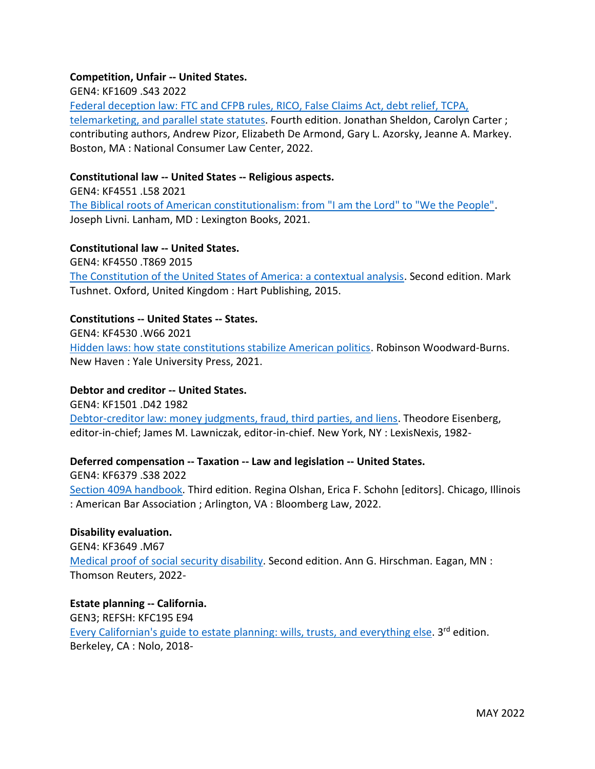**Competition, Unfair -- United States.**
GEN4: KF1609 .S43 2022
Federal deception law: FTC and CFPB rules, RICO, False Claims Act, debt relief, TCPA, telemarketing, and parallel state statutes. Fourth edition. Jonathan Sheldon, Carolyn Carter ; contributing authors, Andrew Pizor, Elizabeth De Armond, Gary L. Azorsky, Jeanne A. Markey. Boston, MA : National Consumer Law Center, 2022.

**Constitutional law -- United States -- Religious aspects.**
GEN4: KF4551 .L58 2021
The Biblical roots of American constitutionalism: from "I am the Lord" to "We the People". Joseph Livni. Lanham, MD : Lexington Books, 2021.

**Constitutional law -- United States.**
GEN4: KF4550 .T869 2015
The Constitution of the United States of America: a contextual analysis. Second edition. Mark Tushnet. Oxford, United Kingdom : Hart Publishing, 2015.

**Constitutions -- United States -- States.**
GEN4: KF4530 .W66 2021
Hidden laws: how state constitutions stabilize American politics. Robinson Woodward-Burns. New Haven : Yale University Press, 2021.

**Debtor and creditor -- United States.**
GEN4: KF1501 .D42 1982
Debtor-creditor law: money judgments, fraud, third parties, and liens. Theodore Eisenberg, editor-in-chief; James M. Lawniczak, editor-in-chief. New York, NY : LexisNexis, 1982-

**Deferred compensation -- Taxation -- Law and legislation -- United States.**
GEN4: KF6379 .S38 2022
Section 409A handbook. Third edition. Regina Olshan, Erica F. Schohn [editors]. Chicago, Illinois : American Bar Association ; Arlington, VA : Bloomberg Law, 2022.

**Disability evaluation.**
GEN4: KF3649 .M67
Medical proof of social security disability. Second edition. Ann G. Hirschman. Eagan, MN : Thomson Reuters, 2022-

**Estate planning -- California.**
GEN3; REFSH: KFC195 E94
Every Californian's guide to estate planning: wills, trusts, and everything else. 3rd edition. Berkeley, CA : Nolo, 2018-

MAY 2022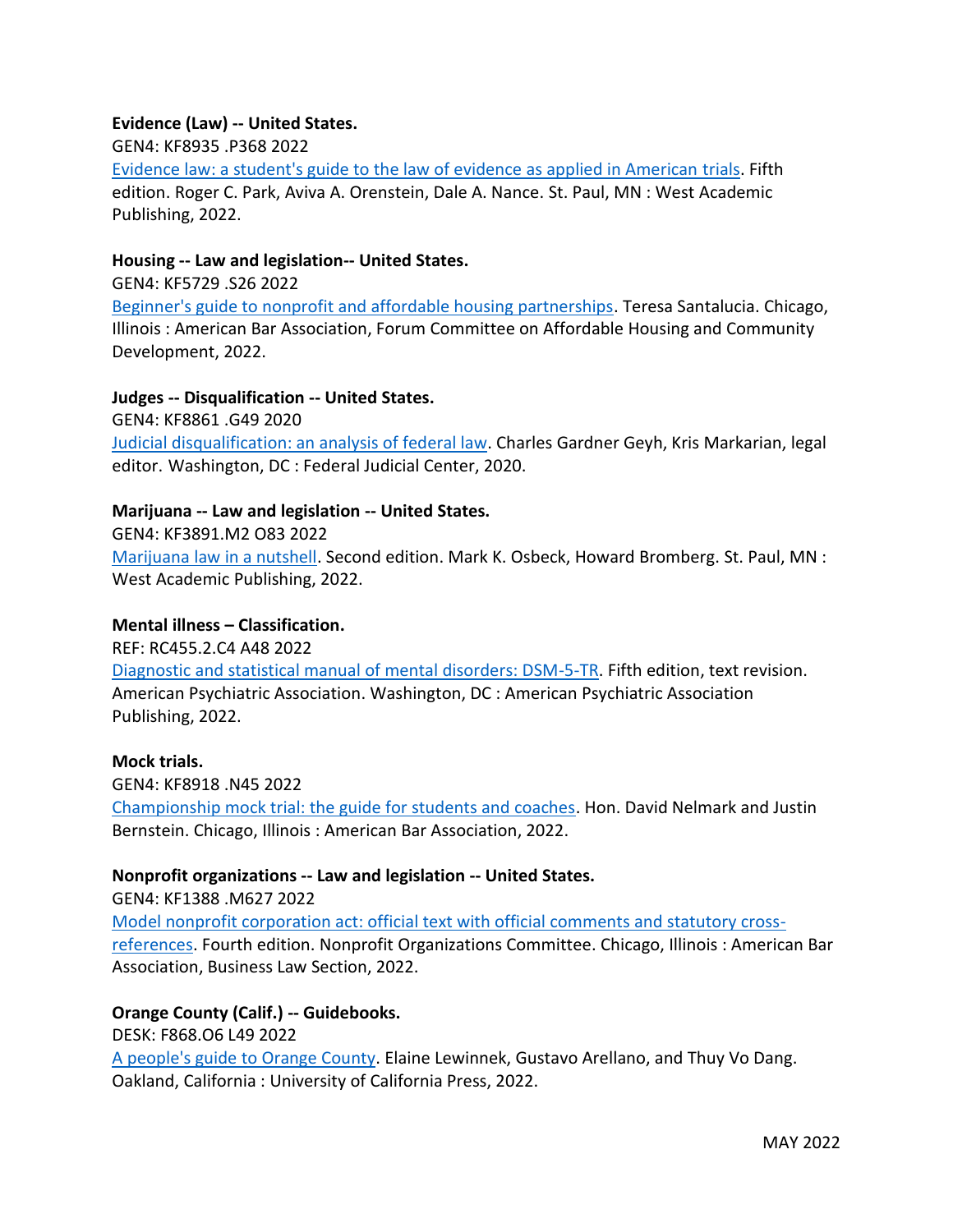**Evidence (Law) -- United States.**

GEN4: KF8935 .P368 2022

Evidence law: a student's guide to the law of evidence as applied in American trials. Fifth edition. Roger C. Park, Aviva A. Orenstein, Dale A. Nance. St. Paul, MN : West Academic Publishing, 2022.

**Housing -- Law and legislation-- United States.**

GEN4: KF5729 .S26 2022

Beginner's guide to nonprofit and affordable housing partnerships. Teresa Santalucia. Chicago, Illinois : American Bar Association, Forum Committee on Affordable Housing and Community Development, 2022.

**Judges -- Disqualification -- United States.**

GEN4: KF8861 .G49 2020

Judicial disqualification: an analysis of federal law. Charles Gardner Geyh, Kris Markarian, legal editor. Washington, DC : Federal Judicial Center, 2020.

**Marijuana -- Law and legislation -- United States.**

GEN4: KF3891.M2 O83 2022

Marijuana law in a nutshell. Second edition. Mark K. Osbeck, Howard Bromberg. St. Paul, MN : West Academic Publishing, 2022.

**Mental illness – Classification.**

REF: RC455.2.C4 A48 2022

Diagnostic and statistical manual of mental disorders: DSM-5-TR. Fifth edition, text revision. American Psychiatric Association. Washington, DC : American Psychiatric Association Publishing, 2022.

**Mock trials.**

GEN4: KF8918 .N45 2022

Championship mock trial: the guide for students and coaches. Hon. David Nelmark and Justin Bernstein. Chicago, Illinois : American Bar Association, 2022.

**Nonprofit organizations -- Law and legislation -- United States.**

GEN4: KF1388 .M627 2022

Model nonprofit corporation act: official text with official comments and statutory cross-references. Fourth edition. Nonprofit Organizations Committee. Chicago, Illinois : American Bar Association, Business Law Section, 2022.

**Orange County (Calif.) -- Guidebooks.**

DESK: F868.O6 L49 2022

A people's guide to Orange County. Elaine Lewinnek, Gustavo Arellano, and Thuy Vo Dang. Oakland, California : University of California Press, 2022.

MAY 2022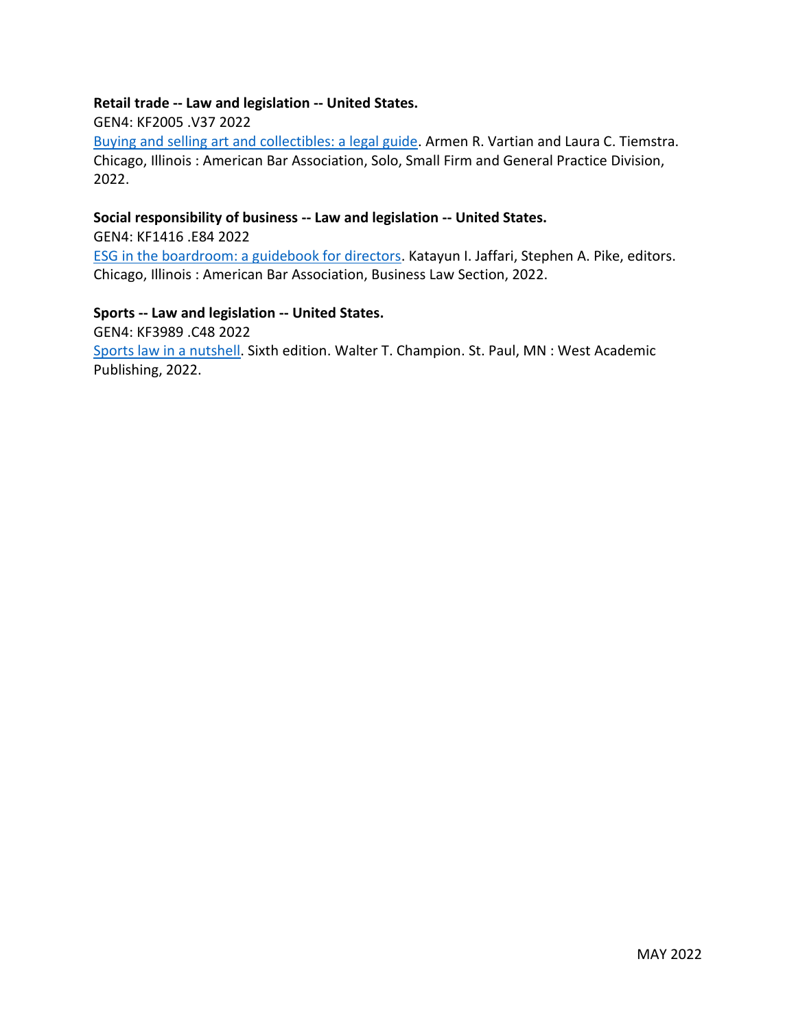**Retail trade -- Law and legislation -- United States.**

GEN4: KF2005 .V37 2022

Buying and selling art and collectibles: a legal guide. Armen R. Vartian and Laura C. Tiemstra. Chicago, Illinois : American Bar Association, Solo, Small Firm and General Practice Division, 2022.

**Social responsibility of business -- Law and legislation -- United States.**

GEN4: KF1416 .E84 2022

ESG in the boardroom: a guidebook for directors. Katayun I. Jaffari, Stephen A. Pike, editors. Chicago, Illinois : American Bar Association, Business Law Section, 2022.

**Sports -- Law and legislation -- United States.**

GEN4: KF3989 .C48 2022

Sports law in a nutshell. Sixth edition. Walter T. Champion. St. Paul, MN : West Academic Publishing, 2022.